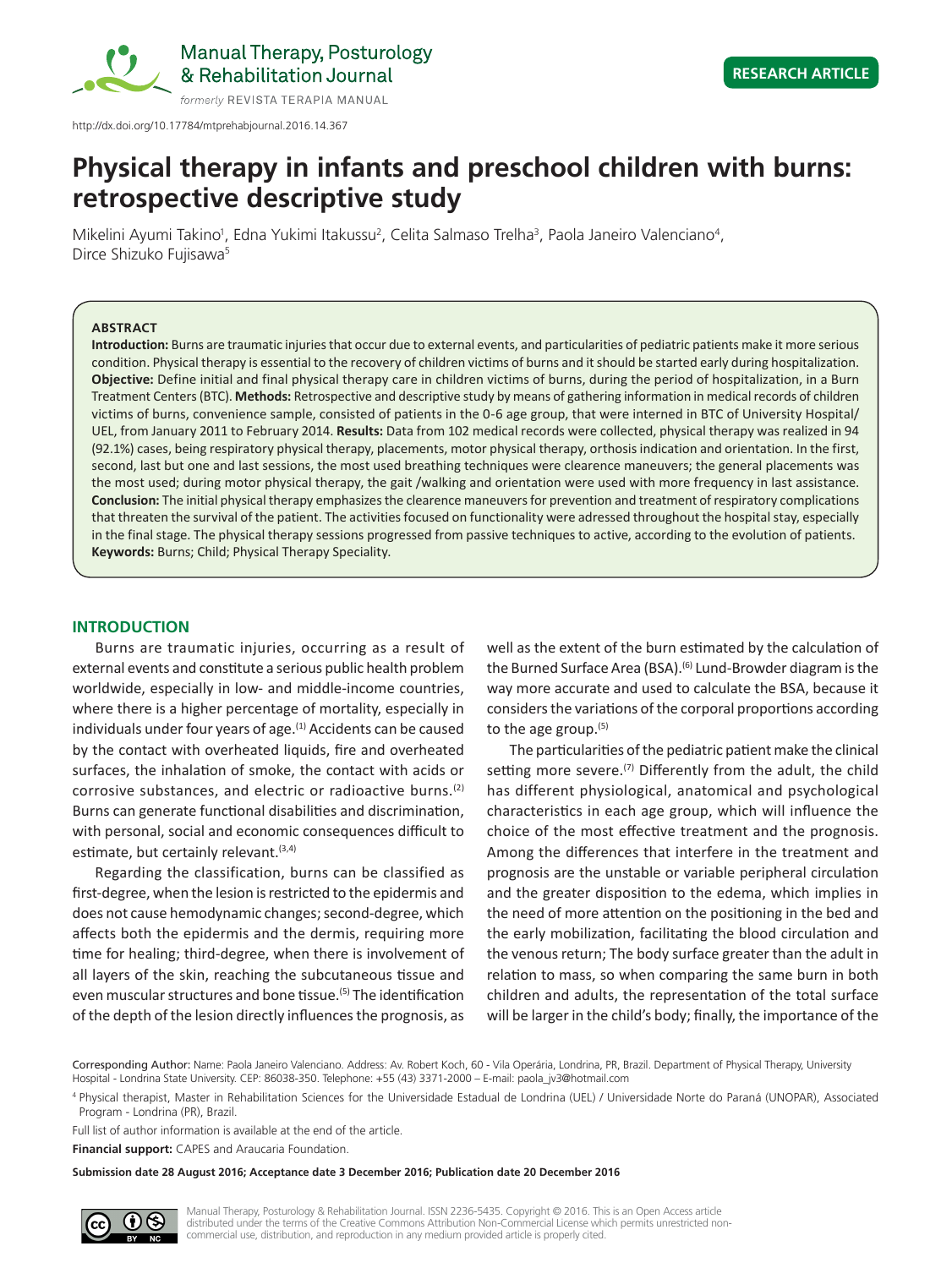RESEARCH ARTICLE

http://dx.doi.org/10.17784/mtprehabjournal.2016.14.367

# Physical therapy in infants and preschool children with burns: retrospective descriptive study

Mikelini Ayumi Takino[1], Edna Yukimi Itakussu[2], Celita Salmaso Trelha[3], Paola Janeiro Valenciano[4], Dirce Shizuko Fujisawa[5]

**ABSTRACT**

**Introduction:** Burns are traumatic injuries that occur due to external events, and particularities of pediatric patients make it more serious condition. Physical therapy is essential to the recovery of children victims of burns and it should be started early during hospitalization. **Objective:** Define initial and final physical therapy care in children victims of burns, during the period of hospitalization, in a Burn Treatment Centers (BTC). **Methods:** Retrospective and descriptive study by means of gathering information in medical records of children victims of burns, convenience sample, consisted of patients in the 0-6 age group, that were interned in BTC of University Hospital/UEL, from January 2011 to February 2014. **Results:** Data from 102 medical records were collected, physical therapy was realized in 94 (92.1%) cases, being respiratory physical therapy, placements, motor physical therapy, orthosis indication and orientation. In the first, second, last but one and last sessions, the most used breathing techniques were clearence maneuvers; the general placements was the most used; during motor physical therapy, the gait /walking and orientation were used with more frequency in last assistance. **Conclusion:** The initial physical therapy emphasizes the clearence maneuvers for prevention and treatment of respiratory complications that threaten the survival of the patient. The activities focused on functionality were adressed throughout the hospital stay, especially in the final stage. The physical therapy sessions progressed from passive techniques to active, according to the evolution of patients.
**Keywords:** Burns; Child; Physical Therapy Speciality.

## INTRODUCTION

Burns are traumatic injuries, occurring as a result of external events and constitute a serious public health problem worldwide, especially in low- and middle-income countries, where there is a higher percentage of mortality, especially in individuals under four years of age.[1] Accidents can be caused by the contact with overheated liquids, fire and overheated surfaces, the inhalation of smoke, the contact with acids or corrosive substances, and electric or radioactive burns.[2] Burns can generate functional disabilities and discrimination, with personal, social and economic consequences difficult to estimate, but certainly relevant.[3,4]

Regarding the classification, burns can be classified as first-degree, when the lesion is restricted to the epidermis and does not cause hemodynamic changes; second-degree, which affects both the epidermis and the dermis, requiring more time for healing; third-degree, when there is involvement of all layers of the skin, reaching the subcutaneous tissue and even muscular structures and bone tissue.[5] The identification of the depth of the lesion directly influences the prognosis, as well as the extent of the burn estimated by the calculation of the Burned Surface Area (BSA).[6] Lund-Browder diagram is the way more accurate and used to calculate the BSA, because it considers the variations of the corporal proportions according to the age group.[5]

The particularities of the pediatric patient make the clinical setting more severe.[7] Differently from the adult, the child has different physiological, anatomical and psychological characteristics in each age group, which will influence the choice of the most effective treatment and the prognosis. Among the differences that interfere in the treatment and prognosis are the unstable or variable peripheral circulation and the greater disposition to the edema, which implies in the need of more attention on the positioning in the bed and the early mobilization, facilitating the blood circulation and the venous return; The body surface greater than the adult in relation to mass, so when comparing the same burn in both children and adults, the representation of the total surface will be larger in the child's body; finally, the importance of the

Corresponding Author: Name: Paola Janeiro Valenciano. Address: Av. Robert Koch, 60 - Vila Operária, Londrina, PR, Brazil. Department of Physical Therapy, University Hospital - Londrina State University. CEP: 86038-350. Telephone: +55 (43) 3371-2000 – E-mail: paola_jv3@hotmail.com

[4] Physical therapist, Master in Rehabilitation Sciences for the Universidade Estadual de Londrina (UEL) / Universidade Norte do Paraná (UNOPAR), Associated Program - Londrina (PR), Brazil.

Full list of author information is available at the end of the article.

**Financial support:** CAPES and Araucaria Foundation.

**Submission date 28 August 2016; Acceptance date 3 December 2016; Publication date 20 December 2016**

Manual Therapy, Posturology & Rehabilitation Journal. ISSN 2236-5435. Copyright © 2016. This is an Open Access article distributed under the terms of the Creative Commons Attribution Non-Commercial License which permits unrestricted non-commercial use, distribution, and reproduction in any medium provided article is properly cited.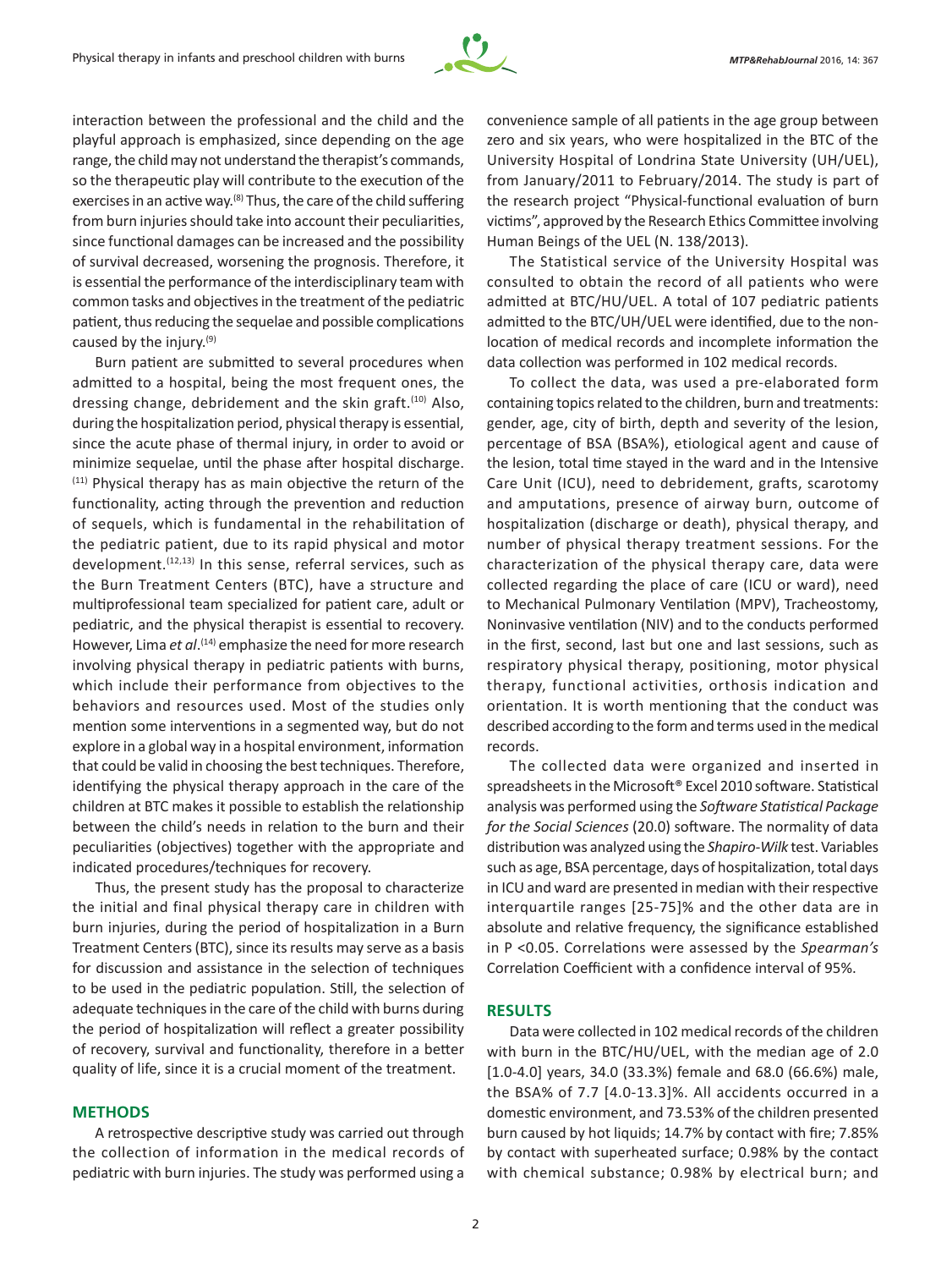interaction between the professional and the child and the playful approach is emphasized, since depending on the age range, the child may not understand the therapist's commands, so the therapeutic play will contribute to the execution of the exercises in an active way.[8] Thus, the care of the child suffering from burn injuries should take into account their peculiarities, since functional damages can be increased and the possibility of survival decreased, worsening the prognosis. Therefore, it is essential the performance of the interdisciplinary team with common tasks and objectives in the treatment of the pediatric patient, thus reducing the sequelae and possible complications caused by the injury.[9]

Burn patient are submitted to several procedures when admitted to a hospital, being the most frequent ones, the dressing change, debridement and the skin graft.[10] Also, during the hospitalization period, physical therapy is essential, since the acute phase of thermal injury, in order to avoid or minimize sequelae, until the phase after hospital discharge.[11] Physical therapy has as main objective the return of the functionality, acting through the prevention and reduction of sequels, which is fundamental in the rehabilitation of the pediatric patient, due to its rapid physical and motor development.[12,13] In this sense, referral services, such as the Burn Treatment Centers (BTC), have a structure and multiprofessional team specialized for patient care, adult or pediatric, and the physical therapist is essential to recovery. However, Lima *et al*.[14] emphasize the need for more research involving physical therapy in pediatric patients with burns, which include their performance from objectives to the behaviors and resources used. Most of the studies only mention some interventions in a segmented way, but do not explore in a global way in a hospital environment, information that could be valid in choosing the best techniques. Therefore, identifying the physical therapy approach in the care of the children at BTC makes it possible to establish the relationship between the child's needs in relation to the burn and their peculiarities (objectives) together with the appropriate and indicated procedures/techniques for recovery.

Thus, the present study has the proposal to characterize the initial and final physical therapy care in children with burn injuries, during the period of hospitalization in a Burn Treatment Centers (BTC), since its results may serve as a basis for discussion and assistance in the selection of techniques to be used in the pediatric population. Still, the selection of adequate techniques in the care of the child with burns during the period of hospitalization will reflect a greater possibility of recovery, survival and functionality, therefore in a better quality of life, since it is a crucial moment of the treatment.

## METHODS

A retrospective descriptive study was carried out through the collection of information in the medical records of pediatric with burn injuries. The study was performed using a convenience sample of all patients in the age group between zero and six years, who were hospitalized in the BTC of the University Hospital of Londrina State University (UH/UEL), from January/2011 to February/2014. The study is part of the research project "Physical-functional evaluation of burn victims", approved by the Research Ethics Committee involving Human Beings of the UEL (N. 138/2013).

The Statistical service of the University Hospital was consulted to obtain the record of all patients who were admitted at BTC/HU/UEL. A total of 107 pediatric patients admitted to the BTC/UH/UEL were identified, due to the non-location of medical records and incomplete information the data collection was performed in 102 medical records.

To collect the data, was used a pre-elaborated form containing topics related to the children, burn and treatments: gender, age, city of birth, depth and severity of the lesion, percentage of BSA (BSA%), etiological agent and cause of the lesion, total time stayed in the ward and in the Intensive Care Unit (ICU), need to debridement, grafts, scarotomy and amputations, presence of airway burn, outcome of hospitalization (discharge or death), physical therapy, and number of physical therapy treatment sessions. For the characterization of the physical therapy care, data were collected regarding the place of care (ICU or ward), need to Mechanical Pulmonary Ventilation (MPV), Tracheostomy, Noninvasive ventilation (NIV) and to the conducts performed in the first, second, last but one and last sessions, such as respiratory physical therapy, positioning, motor physical therapy, functional activities, orthosis indication and orientation. It is worth mentioning that the conduct was described according to the form and terms used in the medical records.

The collected data were organized and inserted in spreadsheets in the Microsoft® Excel 2010 software. Statistical analysis was performed using the *Software Statistical Package for the Social Sciences* (20.0) software. The normality of data distribution was analyzed using the *Shapiro-Wilk* test. Variables such as age, BSA percentage, days of hospitalization, total days in ICU and ward are presented in median with their respective interquartile ranges [25-75]% and the other data are in absolute and relative frequency, the significance established in $P < 0.05$. Correlations were assessed by the *Spearman's* Correlation Coefficient with a confidence interval of 95%.

## RESULTS

Data were collected in 102 medical records of the children with burn in the BTC/HU/UEL, with the median age of 2.0 [1.0-4.0] years, 34.0 (33.3%) female and 68.0 (66.6%) male, the BSA% of 7.7 [4.0-13.3]%. All accidents occurred in a domestic environment, and 73.53% of the children presented burn caused by hot liquids; 14.7% by contact with fire; 7.85% by contact with superheated surface; 0.98% by the contact with chemical substance; 0.98% by electrical burn; and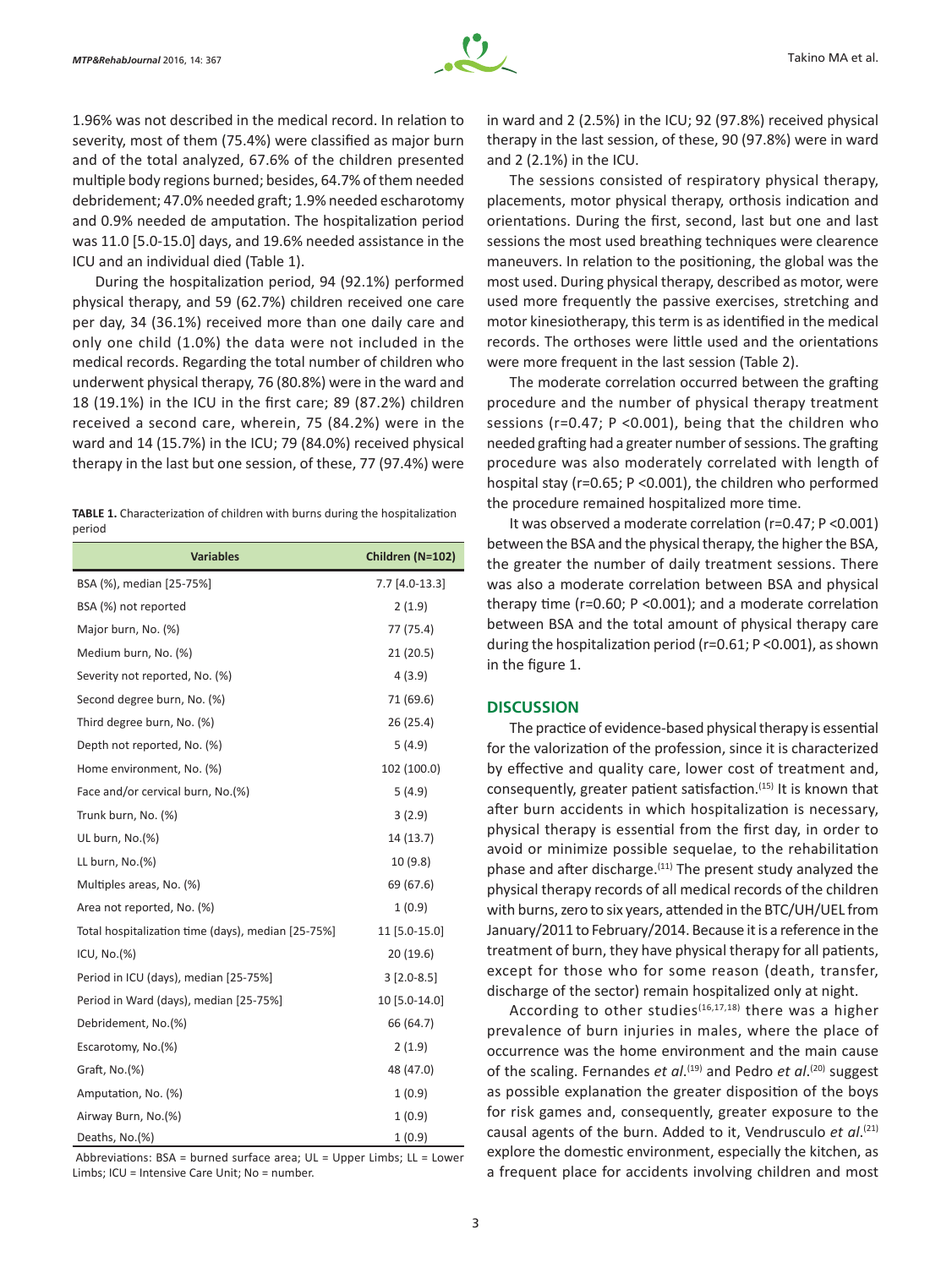1.96% was not described in the medical record. In relation to severity, most of them (75.4%) were classified as major burn and of the total analyzed, 67.6% of the children presented multiple body regions burned; besides, 64.7% of them needed debridement; 47.0% needed graft; 1.9% needed escharotomy and 0.9% needed de amputation. The hospitalization period was 11.0 [5.0-15.0] days, and 19.6% needed assistance in the ICU and an individual died (Table 1).

During the hospitalization period, 94 (92.1%) performed physical therapy, and 59 (62.7%) children received one care per day, 34 (36.1%) received more than one daily care and only one child (1.0%) the data were not included in the medical records. Regarding the total number of children who underwent physical therapy, 76 (80.8%) were in the ward and 18 (19.1%) in the ICU in the first care; 89 (87.2%) children received a second care, wherein, 75 (84.2%) were in the ward and 14 (15.7%) in the ICU; 79 (84.0%) received physical therapy in the last but one session, of these, 77 (97.4%) were in ward and 2 (2.5%) in the ICU; 92 (97.8%) received physical therapy in the last session, of these, 90 (97.8%) were in ward and 2 (2.1%) in the ICU.

**TABLE 1.** Characterization of children with burns during the hospitalization period

| Variables | Children (N=102) |
|---|---|
| BSA (%), median [25-75%] | 7.7 [4.0-13.3] |
| BSA (%) not reported | 2 (1.9) |
| Major burn, No. (%) | 77 (75.4) |
| Medium burn, No. (%) | 21 (20.5) |
| Severity not reported, No. (%) | 4 (3.9) |
| Second degree burn, No. (%) | 71 (69.6) |
| Third degree burn, No. (%) | 26 (25.4) |
| Depth not reported, No. (%) | 5 (4.9) |
| Home environment, No. (%) | 102 (100.0) |
| Face and/or cervical burn, No.(%) | 5 (4.9) |
| Trunk burn, No. (%) | 3 (2.9) |
| UL burn, No.(%) | 14 (13.7) |
| LL burn, No.(%) | 10 (9.8) |
| Multiples areas, No. (%) | 69 (67.6) |
| Area not reported, No. (%) | 1 (0.9) |
| Total hospitalization time (days), median [25-75%] | 11 [5.0-15.0] |
| ICU, No.(%) | 20 (19.6) |
| Period in ICU (days), median [25-75%] | 3 [2.0-8.5] |
| Period in Ward (days), median [25-75%] | 10 [5.0-14.0] |
| Debridement, No.(%) | 66 (64.7) |
| Escarotomy, No.(%) | 2 (1.9) |
| Graft, No.(%) | 48 (47.0) |
| Amputation, No. (%) | 1 (0.9) |
| Airway Burn, No.(%) | 1 (0.9) |
| Deaths, No.(%) | 1 (0.9) |

Abbreviations: BSA = burned surface area; UL = Upper Limbs; LL = Lower Limbs; ICU = Intensive Care Unit; No = number.

The sessions consisted of respiratory physical therapy, placements, motor physical therapy, orthosis indication and orientations. During the first, second, last but one and last sessions the most used breathing techniques were clearence maneuvers. In relation to the positioning, the global was the most used. During physical therapy, described as motor, were used more frequently the passive exercises, stretching and motor kinesiotherapy, this term is as identified in the medical records. The orthoses were little used and the orientations were more frequent in the last session (Table 2).

The moderate correlation occurred between the grafting procedure and the number of physical therapy treatment sessions ($r=0.47$; $P<0.001$), being that the children who needed grafting had a greater number of sessions. The grafting procedure was also moderately correlated with length of hospital stay ($r=0.65$; $P<0.001$), the children who performed the procedure remained hospitalized more time.

It was observed a moderate correlation ($r=0.47$; $P<0.001$) between the BSA and the physical therapy, the higher the BSA, the greater the number of daily treatment sessions. There was also a moderate correlation between BSA and physical therapy time ($r=0.60$; $P<0.001$); and a moderate correlation between BSA and the total amount of physical therapy care during the hospitalization period ($r=0.61$; $P<0.001$), as shown in the figure 1.

## DISCUSSION

The practice of evidence-based physical therapy is essential for the valorization of the profession, since it is characterized by effective and quality care, lower cost of treatment and, consequently, greater patient satisfaction.[15] It is known that after burn accidents in which hospitalization is necessary, physical therapy is essential from the first day, in order to avoid or minimize possible sequelae, to the rehabilitation phase and after discharge.[11] The present study analyzed the physical therapy records of all medical records of the children with burns, zero to six years, attended in the BTC/UH/UEL from January/2011 to February/2014. Because it is a reference in the treatment of burn, they have physical therapy for all patients, except for those who for some reason (death, transfer, discharge of the sector) remain hospitalized only at night.

According to other studies[16,17,18] there was a higher prevalence of burn injuries in males, where the place of occurrence was the home environment and the main cause of the scaling. Fernandes *et al*.[19] and Pedro *et al*.[20] suggest as possible explanation the greater disposition of the boys for risk games and, consequently, greater exposure to the causal agents of the burn. Added to it, Vendrusculo *et al*.[21] explore the domestic environment, especially the kitchen, as a frequent place for accidents involving children and most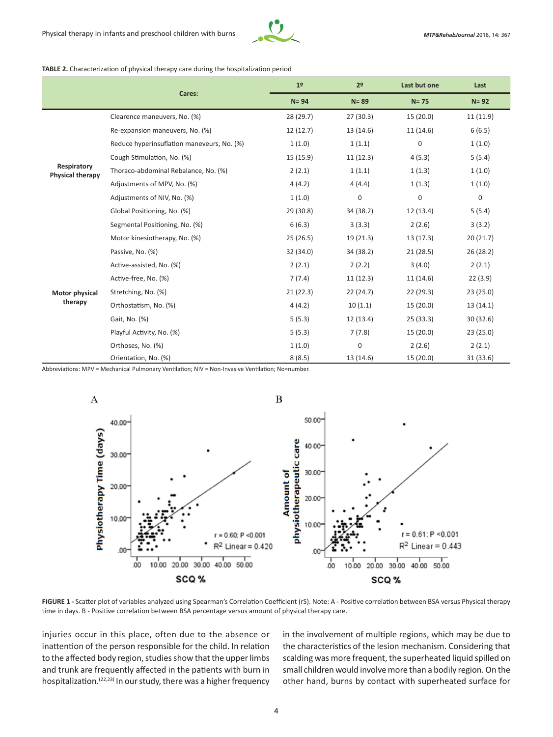**TABLE 2.** Characterization of physical therapy care during the hospitalization period

| | Cares: | 1º | 2º | Last but one | Last |
|---|---|---|---|---|---|
| | | N= 94 | N= 89 | N= 75 | N= 92 |
| Respiratory Physical therapy | Clearence maneuvers, No. (%) | 28 (29.7) | 27 (30.3) | 15 (20.0) | 11 (11.9) |
| | Re-expansion maneuvers, No. (%) | 12 (12.7) | 13 (14.6) | 11 (14.6) | 6 (6.5) |
| | Reduce hyperinsuflation maneuvers, No. (%) | 1 (1.0) | 1 (1.1) | 0 | 1 (1.0) |
| | Cough Stimulation, No. (%) | 15 (15.9) | 11 (12.3) | 4 (5.3) | 5 (5.4) |
| | Thoraco-abdominal Rebalance, No. (%) | 2 (2.1) | 1 (1.1) | 1 (1.3) | 1 (1.0) |
| | Adjustments of MPV, No. (%) | 4 (4.2) | 4 (4.4) | 1 (1.3) | 1 (1.0) |
| | Adjustments of NIV, No. (%) | 1 (1.0) | 0 | 0 | 0 |
| Motor physical therapy | Global Positioning, No. (%) | 29 (30.8) | 34 (38.2) | 12 (13.4) | 5 (5.4) |
| | Segmental Positioning, No. (%) | 6 (6.3) | 3 (3.3) | 2 (2.6) | 3 (3.2) |
| | Motor kinesiotherapy, No. (%) | 25 (26.5) | 19 (21.3) | 13 (17.3) | 20 (21.7) |
| | Passive, No. (%) | 32 (34.0) | 34 (38.2) | 21 (28.5) | 26 (28.2) |
| | Active-assisted, No. (%) | 2 (2.1) | 2 (2.2) | 3 (4.0) | 2 (2.1) |
| | Active-free, No. (%) | 7 (7.4) | 11 (12.3) | 11 (14.6) | 22 (3.9) |
| | Stretching, No. (%) | 21 (22.3) | 22 (24.7) | 22 (29.3) | 23 (25.0) |
| | Orthostatism, No. (%) | 4 (4.2) | 10 (1.1) | 15 (20.0) | 13 (14.1) |
| | Gait, No. (%) | 5 (5.3) | 12 (13.4) | 25 (33.3) | 30 (32.6) |
| | Playful Activity, No. (%) | 5 (5.3) | 7 (7.8) | 15 (20.0) | 23 (25.0) |
| | Orthoses, No. (%) | 1 (1.0) | 0 | 2 (2.6) | 2 (2.1) |
| | Orientation, No. (%) | 8 (8.5) | 13 (14.6) | 15 (20.0) | 31 (33.6) |

Abbreviations: MPV = Mechanical Pulmonary Ventilation; NIV = Non-Invasive Ventilation; No=number.

**FIGURE 1 -** Scatter plot of variables analyzed using Spearman's Correlation Coefficient (rS). Note: A - Positive correlation between BSA versus Physical therapy time in days. B - Positive correlation between BSA percentage versus amount of physical therapy care.

injuries occur in this place, often due to the absence or inattention of the person responsible for the child. In relation to the affected body region, studies show that the upper limbs and trunk are frequently affected in the patients with burn in hospitalization.[22,23] In our study, there was a higher frequency in the involvement of multiple regions, which may be due to the characteristics of the lesion mechanism. Considering that scalding was more frequent, the superheated liquid spilled on small children would involve more than a bodily region. On the other hand, burns by contact with superheated surface for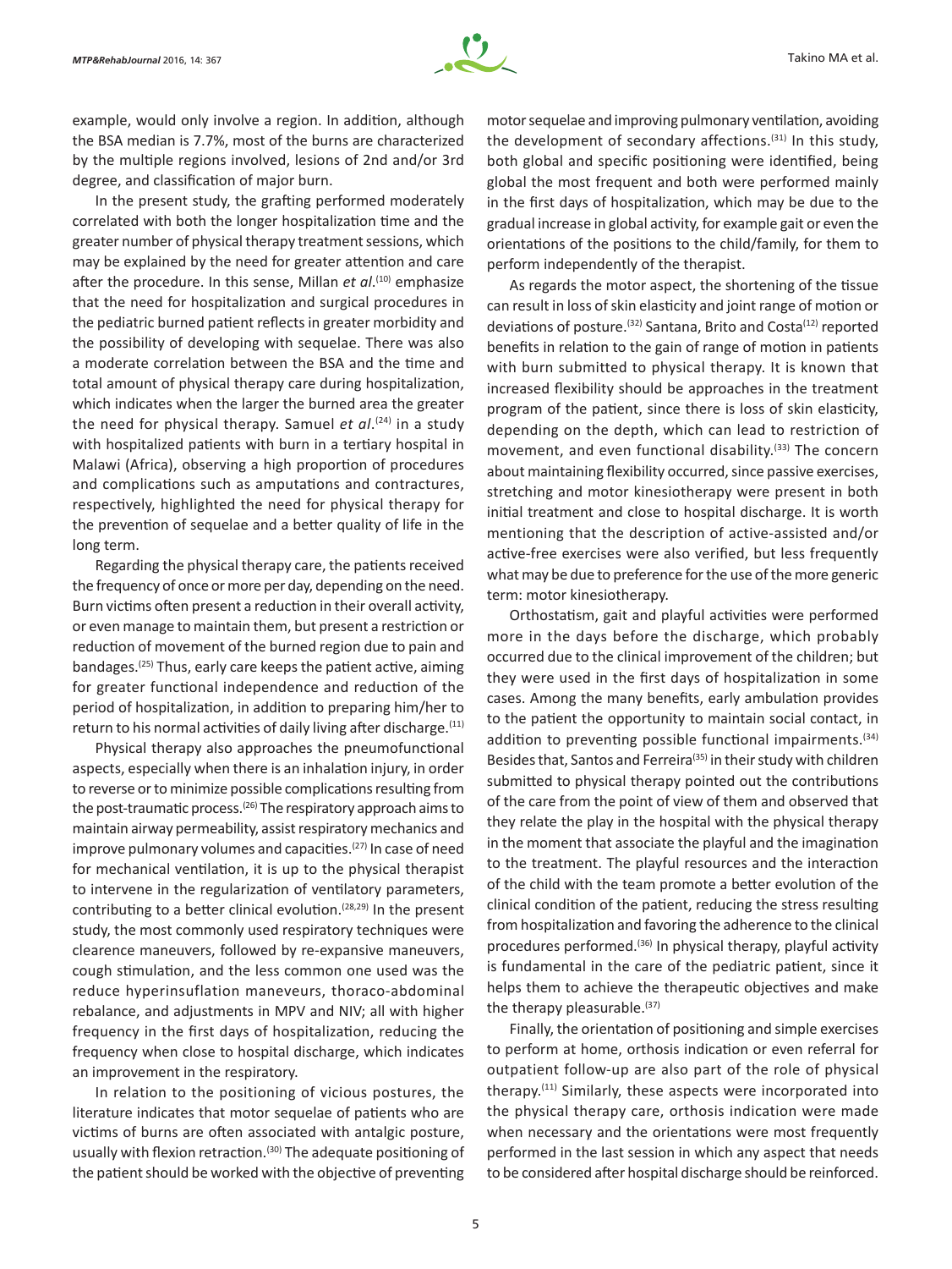example, would only involve a region. In addition, although the BSA median is 7.7%, most of the burns are characterized by the multiple regions involved, lesions of 2nd and/or 3rd degree, and classification of major burn.

In the present study, the grafting performed moderately correlated with both the longer hospitalization time and the greater number of physical therapy treatment sessions, which may be explained by the need for greater attention and care after the procedure. In this sense, Millan *et al*.[10] emphasize that the need for hospitalization and surgical procedures in the pediatric burned patient reflects in greater morbidity and the possibility of developing with sequelae. There was also a moderate correlation between the BSA and the time and total amount of physical therapy care during hospitalization, which indicates when the larger the burned area the greater the need for physical therapy. Samuel *et al*.[24] in a study with hospitalized patients with burn in a tertiary hospital in Malawi (Africa), observing a high proportion of procedures and complications such as amputations and contractures, respectively, highlighted the need for physical therapy for the prevention of sequelae and a better quality of life in the long term.

Regarding the physical therapy care, the patients received the frequency of once or more per day, depending on the need. Burn victims often present a reduction in their overall activity, or even manage to maintain them, but present a restriction or reduction of movement of the burned region due to pain and bandages.[25] Thus, early care keeps the patient active, aiming for greater functional independence and reduction of the period of hospitalization, in addition to preparing him/her to return to his normal activities of daily living after discharge.[11]

Physical therapy also approaches the pneumofunctional aspects, especially when there is an inhalation injury, in order to reverse or to minimize possible complications resulting from the post-traumatic process.[26] The respiratory approach aims to maintain airway permeability, assist respiratory mechanics and improve pulmonary volumes and capacities.[27] In case of need for mechanical ventilation, it is up to the physical therapist to intervene in the regularization of ventilatory parameters, contributing to a better clinical evolution.[28,29] In the present study, the most commonly used respiratory techniques were clearence maneuvers, followed by re-expansive maneuvers, cough stimulation, and the less common one used was the reduce hyperinsuflation maneuvers, thoraco-abdominal rebalance, and adjustments in MPV and NIV; all with higher frequency in the first days of hospitalization, reducing the frequency when close to hospital discharge, which indicates an improvement in the respiratory.

In relation to the positioning of vicious postures, the literature indicates that motor sequelae of patients who are victims of burns are often associated with antalgic posture, usually with flexion retraction.[30] The adequate positioning of the patient should be worked with the objective of preventing motor sequelae and improving pulmonary ventilation, avoiding the development of secondary affections.[31] In this study, both global and specific positioning were identified, being global the most frequent and both were performed mainly in the first days of hospitalization, which may be due to the gradual increase in global activity, for example gait or even the orientations of the positions to the child/family, for them to perform independently of the therapist.

As regards the motor aspect, the shortening of the tissue can result in loss of skin elasticity and joint range of motion or deviations of posture.[32] Santana, Brito and Costa[12] reported benefits in relation to the gain of range of motion in patients with burn submitted to physical therapy. It is known that increased flexibility should be approaches in the treatment program of the patient, since there is loss of skin elasticity, depending on the depth, which can lead to restriction of movement, and even functional disability.[33] The concern about maintaining flexibility occurred, since passive exercises, stretching and motor kinesiotherapy were present in both initial treatment and close to hospital discharge. It is worth mentioning that the description of active-assisted and/or active-free exercises were also verified, but less frequently what may be due to preference for the use of the more generic term: motor kinesiotherapy.

Orthostatism, gait and playful activities were performed more in the days before the discharge, which probably occurred due to the clinical improvement of the children; but they were used in the first days of hospitalization in some cases. Among the many benefits, early ambulation provides to the patient the opportunity to maintain social contact, in addition to preventing possible functional impairments.[34] Besides that, Santos and Ferreira[35] in their study with children submitted to physical therapy pointed out the contributions of the care from the point of view of them and observed that they relate the play in the hospital with the physical therapy in the moment that associate the playful and the imagination to the treatment. The playful resources and the interaction of the child with the team promote a better evolution of the clinical condition of the patient, reducing the stress resulting from hospitalization and favoring the adherence to the clinical procedures performed.[36] In physical therapy, playful activity is fundamental in the care of the pediatric patient, since it helps them to achieve the therapeutic objectives and make the therapy pleasurable.[37]

Finally, the orientation of positioning and simple exercises to perform at home, orthosis indication or even referral for outpatient follow-up are also part of the role of physical therapy.[11] Similarly, these aspects were incorporated into the physical therapy care, orthosis indication were made when necessary and the orientations were most frequently performed in the last session in which any aspect that needs to be considered after hospital discharge should be reinforced.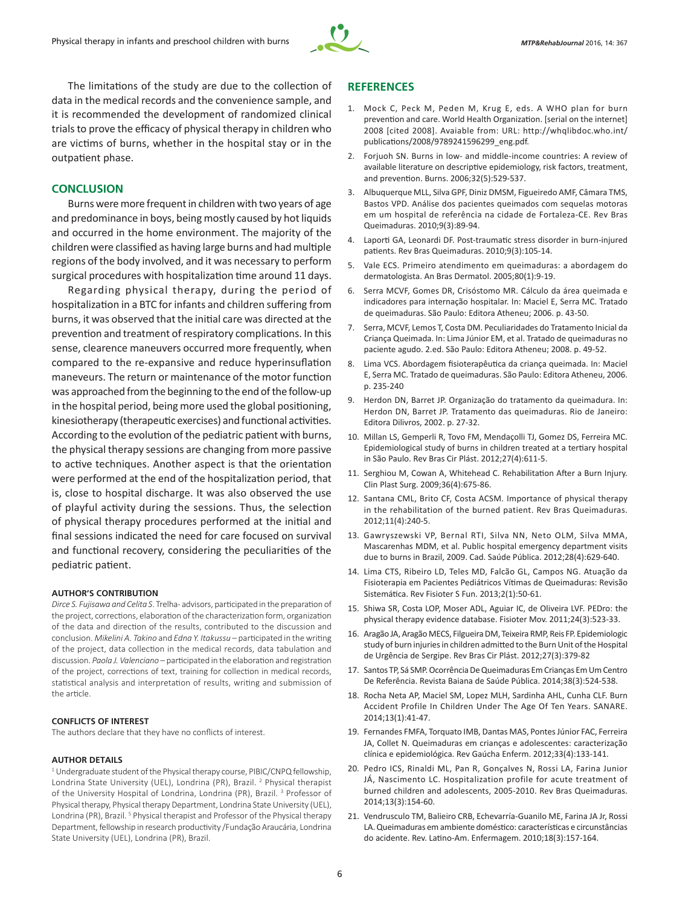The limitations of the study are due to the collection of data in the medical records and the convenience sample, and it is recommended the development of randomized clinical trials to prove the efficacy of physical therapy in children who are victims of burns, whether in the hospital stay or in the outpatient phase.

## CONCLUSION

Burns were more frequent in children with two years of age and predominance in boys, being mostly caused by hot liquids and occurred in the home environment. The majority of the children were classified as having large burns and had multiple regions of the body involved, and it was necessary to perform surgical procedures with hospitalization time around 11 days.

Regarding physical therapy, during the period of hospitalization in a BTC for infants and children suffering from burns, it was observed that the initial care was directed at the prevention and treatment of respiratory complications. In this sense, clearence maneuvers occurred more frequently, when compared to the re-expansive and reduce hyperinsuflation maneveurs. The return or maintenance of the motor function was approached from the beginning to the end of the follow-up in the hospital period, being more used the global positioning, kinesiotherapy (therapeutic exercises) and functional activities. According to the evolution of the pediatric patient with burns, the physical therapy sessions are changing from more passive to active techniques. Another aspect is that the orientation were performed at the end of the hospitalization period, that is, close to hospital discharge. It was also observed the use of playful activity during the sessions. Thus, the selection of physical therapy procedures performed at the initial and final sessions indicated the need for care focused on survival and functional recovery, considering the peculiarities of the pediatric patient.

#### AUTHOR'S CONTRIBUTION

*Dirce S. Fujisawa and Celita S*. Trelha- advisors, participated in the preparation of the project, corrections, elaboration of the characterization form, organization of the data and direction of the results, contributed to the discussion and conclusion. *Mikelini A. Takino* and *Edna Y. Itakussu* – participated in the writing of the project, data collection in the medical records, data tabulation and discussion. *Paola J. Valenciano* – participated in the elaboration and registration of the project, corrections of text, training for collection in medical records, statistical analysis and interpretation of results, writing and submission of the article.

#### CONFLICTS OF INTEREST

The authors declare that they have no conflicts of interest.

#### AUTHOR DETAILS

[1] Undergraduate student of the Physical therapy course, PIBIC/CNPQ fellowship, Londrina State University (UEL), Londrina (PR), Brazil. [2] Physical therapist of the University Hospital of Londrina, Londrina (PR), Brazil. [3] Professor of Physical therapy, Physical therapy Department, Londrina State University (UEL), Londrina (PR), Brazil. [5] Physical therapist and Professor of the Physical therapy Department, fellowship in research productivity /Fundação Araucária, Londrina State University (UEL), Londrina (PR), Brazil.

## REFERENCES

1. Mock C, Peck M, Peden M, Krug E, eds. A WHO plan for burn prevention and care. World Health Organization. [serial on the internet] 2008 [cited 2008]. Avaiable from: URL: http://whqlibdoc.who.int/publications/2008/9789241596299_eng.pdf.
2. Forjuoh SN. Burns in low- and middle-income countries: A review of available literature on descriptive epidemiology, risk factors, treatment, and prevention. Burns. 2006;32(5):529-537.
3. Albuquerque MLL, Silva GPF, Diniz DMSM, Figueiredo AMF, Câmara TMS, Bastos VPD. Análise dos pacientes queimados com sequelas motoras em um hospital de referência na cidade de Fortaleza-CE. Rev Bras Queimaduras. 2010;9(3):89-94.
4. Laporti GA, Leonardi DF. Post-traumatic stress disorder in burn-injured patients. Rev Bras Queimaduras. 2010;9(3):105-14.
5. Vale ECS. Primeiro atendimento em queimaduras: a abordagem do dermatologista. An Bras Dermatol. 2005;80(1):9-19.
6. Serra MCVF, Gomes DR, Crisóstomo MR. Cálculo da área queimada e indicadores para internação hospitalar. In: Maciel E, Serra MC. Tratado de queimaduras. São Paulo: Editora Atheneu; 2006. p. 43-50.
7. Serra, MCVF, Lemos T, Costa DM. Peculiaridades do Tratamento Inicial da Criança Queimada. In: Lima Júnior EM, et al. Tratado de queimaduras no paciente agudo. 2.ed. São Paulo: Editora Atheneu; 2008. p. 49-52.
8. Lima VCS. Abordagem fisioterapêutica da criança queimada. In: Maciel E, Serra MC. Tratado de queimaduras. São Paulo: Editora Atheneu, 2006. p. 235-240
9. Herdon DN, Barret JP. Organização do tratamento da queimadura. In: Herdon DN, Barret JP. Tratamento das queimaduras. Rio de Janeiro: Editora Dilivros, 2002. p. 27-32.
10. Millan LS, Gemperli R, Tovo FM, Mendaçolli TJ, Gomez DS, Ferreira MC. Epidemiological study of burns in children treated at a tertiary hospital in São Paulo. Rev Bras Cir Plást. 2012;27(4):611-5.
11. Serghiou M, Cowan A, Whitehead C. Rehabilitation After a Burn Injury. Clin Plast Surg. 2009;36(4):675-86.
12. Santana CML, Brito CF, Costa ACSM. Importance of physical therapy in the rehabilitation of the burned patient. Rev Bras Queimaduras. 2012;11(4):240-5.
13. Gawryszewski VP, Bernal RTI, Silva NN, Neto OLM, Silva MMA, Mascarenhas MDM, et al. Public hospital emergency department visits due to burns in Brazil, 2009. Cad. Saúde Pública. 2012;28(4):629-640.
14. Lima CTS, Ribeiro LD, Teles MD, Falcão GL, Campos NG. Atuação da Fisioterapia em Pacientes Pediátricos Vítimas de Queimaduras: Revisão Sistemática. Rev Fisioter S Fun. 2013;2(1):50-61.
15. Shiwa SR, Costa LOP, Moser ADL, Aguiar IC, de Oliveira LVF. PEDro: the physical therapy evidence database. Fisioter Mov. 2011;24(3):523-33.
16. Aragão JA, Aragão MECS, Filgueira DM, Teixeira RMP, Reis FP. Epidemiologic study of burn injuries in children admitted to the Burn Unit of the Hospital de Urgência de Sergipe. Rev Bras Cir Plást. 2012;27(3):379-82
17. Santos TP, Sá SMP. Ocorrência De Queimaduras Em Crianças Em Um Centro De Referência. Revista Baiana de Saúde Pública. 2014;38(3):524-538.
18. Rocha Neta AP, Maciel SM, Lopez MLH, Sardinha AHL, Cunha CLF. Burn Accident Profile In Children Under The Age Of Ten Years. SANARE. 2014;13(1):41-47.
19. Fernandes FMFA, Torquato IMB, Dantas MAS, Pontes Júnior FAC, Ferreira JA, Collet N. Queimaduras em crianças e adolescentes: caracterização clínica e epidemiológica. Rev Gaúcha Enferm. 2012;33(4):133-141.
20. Pedro ICS, Rinaldi ML, Pan R, Gonçalves N, Rossi LA, Farina Junior JÁ, Nascimento LC. Hospitalization profile for acute treatment of burned children and adolescents, 2005-2010. Rev Bras Queimaduras. 2014;13(3):154-60.
21. Vendrusculo TM, Balieiro CRB, Echevarría-Guanilo ME, Farina JA Jr, Rossi LA. Queimaduras em ambiente doméstico: características e circunstâncias do acidente. Rev. Latino-Am. Enfermagem. 2010;18(3):157-164.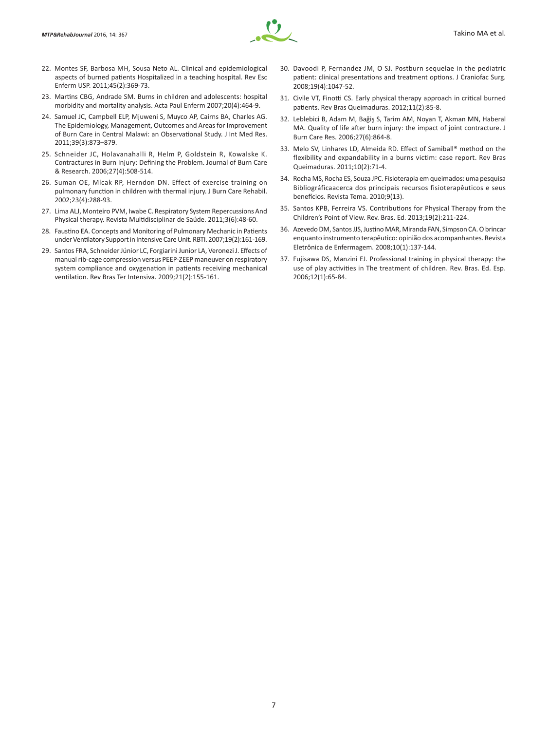22. Montes SF, Barbosa MH, Sousa Neto AL. Clinical and epidemiological aspects of burned patients Hospitalized in a teaching hospital. Rev Esc Enferm USP. 2011;45(2):369-73.
23. Martins CBG, Andrade SM. Burns in children and adolescents: hospital morbidity and mortality analysis. Acta Paul Enferm 2007;20(4):464-9.
24. Samuel JC, Campbell ELP, Mjuweni S, Muyco AP, Cairns BA, Charles AG. The Epidemiology, Management, Outcomes and Areas for Improvement of Burn Care in Central Malawi: an Observational Study. J Int Med Res. 2011;39(3):873–879.
25. Schneider JC, Holavanahalli R, Helm P, Goldstein R, Kowalske K. Contractures in Burn Injury: Defining the Problem. Journal of Burn Care & Research. 2006;27(4):508-514.
26. Suman OE, Mlcak RP, Herndon DN. Effect of exercise training on pulmonary function in children with thermal injury. J Burn Care Rehabil. 2002;23(4):288-93.
27. Lima ALJ, Monteiro PVM, Iwabe C. Respiratory System Repercussions And Physical therapy. Revista Multidisciplinar de Saúde. 2011;3(6):48-60.
28. Faustino EA. Concepts and Monitoring of Pulmonary Mechanic in Patients under Ventilatory Support in Intensive Care Unit. RBTI. 2007;19(2):161-169.
29. Santos FRA, Schneider Júnior LC, Forgiarini Junior LA, Veronezi J. Effects of manual rib-cage compression versus PEEP-ZEEP maneuver on respiratory system compliance and oxygenation in patients receiving mechanical ventilation. Rev Bras Ter Intensiva. 2009;21(2):155-161.
30. Davoodi P, Fernandez JM, O SJ. Postburn sequelae in the pediatric patient: clinical presentations and treatment options. J Craniofac Surg. 2008;19(4):1047-52.
31. Civile VT, Finotti CS. Early physical therapy approach in critical burned patients. Rev Bras Queimaduras. 2012;11(2):85-8.
32. Leblebici B, Adam M, Bağiş S, Tarim AM, Noyan T, Akman MN, Haberal MA. Quality of life after burn injury: the impact of joint contracture. J Burn Care Res. 2006;27(6):864-8.
33. Melo SV, Linhares LD, Almeida RD. Effect of Samiball® method on the flexibility and expandability in a burns victim: case report. Rev Bras Queimaduras. 2011;10(2):71-4.
34. Rocha MS, Rocha ES, Souza JPC. Fisioterapia em queimados: uma pesquisa Bibliográficaacerca dos principais recursos fisioterapêuticos e seus benefícios. Revista Tema. 2010;9(13).
35. Santos KPB, Ferreira VS. Contributions for Physical Therapy from the Children's Point of View. Rev. Bras. Ed. 2013;19(2):211-224.
36. Azevedo DM, Santos JJS, Justino MAR, Miranda FAN, Simpson CA. O brincar enquanto instrumento terapêutico: opinião dos acompanhantes. Revista Eletrônica de Enfermagem. 2008;10(1):137-144.
37. Fujisawa DS, Manzini EJ. Professional training in physical therapy: the use of play activities in The treatment of children. Rev. Bras. Ed. Esp. 2006;12(1):65-84.